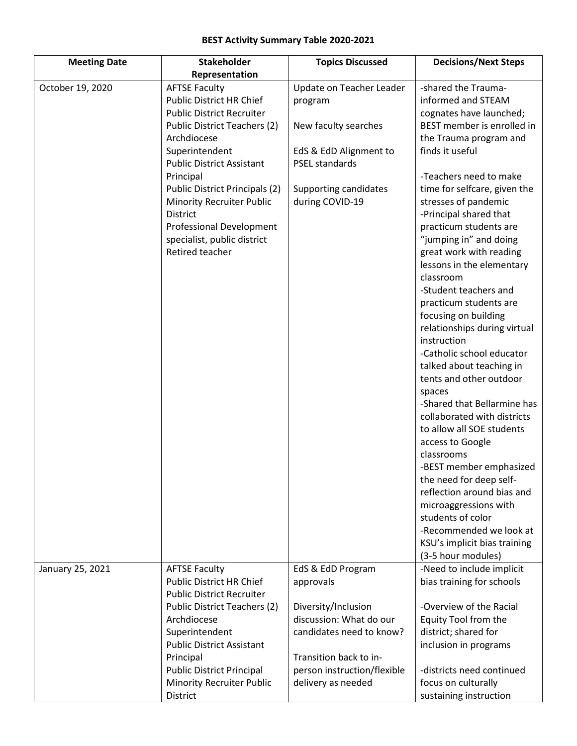**BEST Activity Summary Table 2020-2021**

| Meeting Date | Stakeholder Representation | Topics Discussed | Decisions/Next Steps |
|---|---|---|---|
| October 19, 2020 | AFTSE Faculty<br>Public District HR Chief<br>Public District Recruiter<br>Public District Teachers (2)<br>Archdiocese Superintendent<br>Public District Assistant Principal<br>Public District Principals (2)<br>Minority Recruiter Public District<br>Professional Development specialist, public district<br>Retired teacher | Update on Teacher Leader program<br><br>New faculty searches<br><br>EdS & EdD Alignment to PSEL standards<br><br>Supporting candidates during COVID-19 | -shared the Trauma-informed and STEAM cognates have launched; BEST member is enrolled in the Trauma program and finds it useful<br><br>-Teachers need to make time for selfcare, given the stresses of pandemic<br>-Principal shared that practicum students are "jumping in" and doing great work with reading lessons in the elementary classroom<br>-Student teachers and practicum students are focusing on building relationships during virtual instruction<br>-Catholic school educator talked about teaching in tents and other outdoor spaces<br>-Shared that Bellarmine has collaborated with districts to allow all SOE students access to Google classrooms<br>-BEST member emphasized the need for deep self-reflection around bias and microaggressions with students of color<br>-Recommended we look at KSU's implicit bias training (3-5 hour modules) |
| January 25, 2021 | AFTSE Faculty<br>Public District HR Chief<br>Public District Recruiter<br>Public District Teachers (2)<br>Archdiocese Superintendent<br>Public District Assistant Principal<br>Public District Principal<br>Minority Recruiter Public District | EdS & EdD Program approvals<br><br>Diversity/Inclusion discussion: What do our candidates need to know?<br><br>Transition back to in-person instruction/flexible delivery as needed | -Need to include implicit bias training for schools<br><br>-Overview of the Racial Equity Tool from the district; shared for inclusion in programs<br><br>-districts need continued focus on culturally sustaining instruction |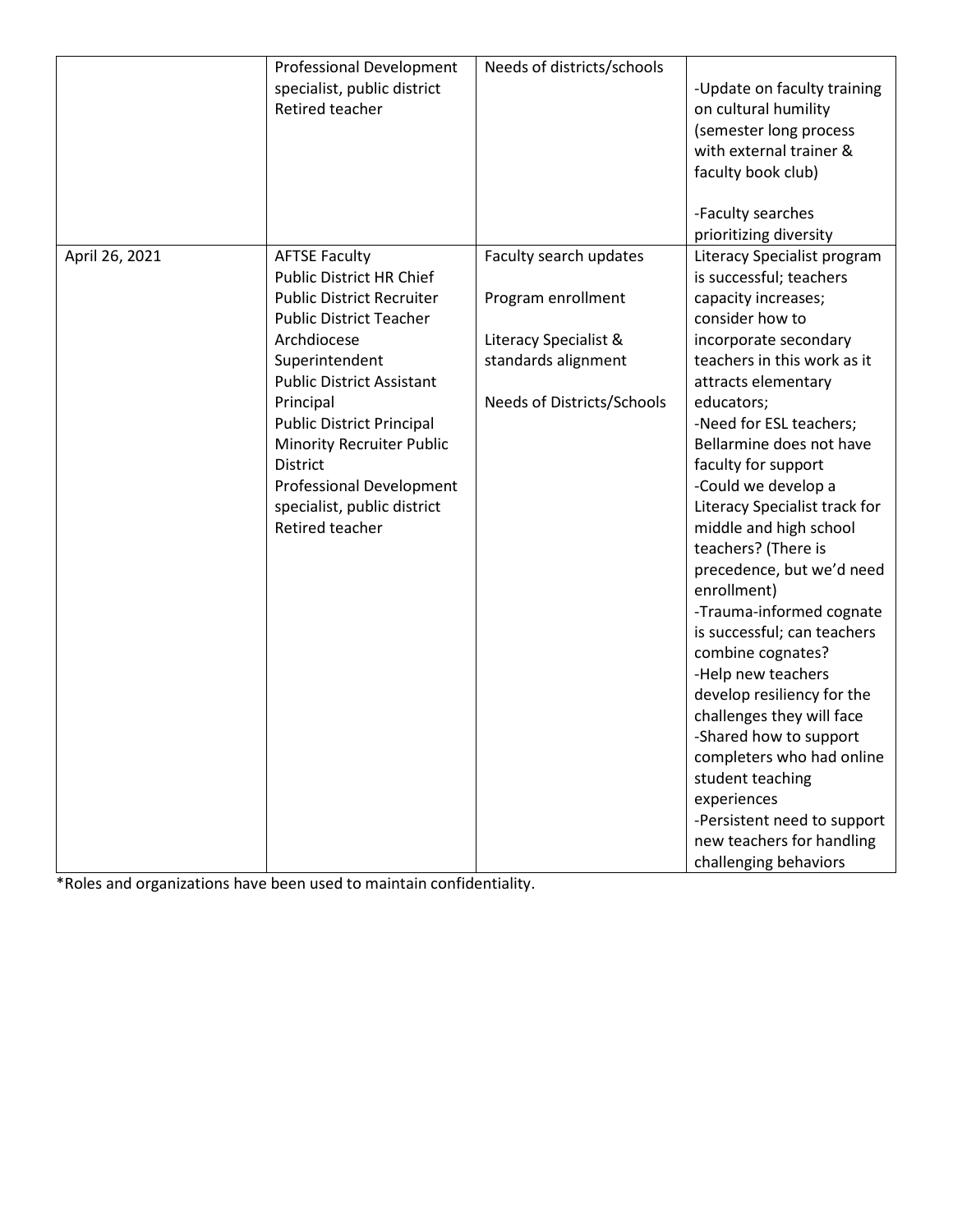| | | | |
|---|---|---|---|
| | Professional Development specialist, public district<br>Retired teacher | Needs of districts/schools | -Update on faculty training on cultural humility (semester long process with external trainer & faculty book club)<br><br>-Faculty searches prioritizing diversity |
| April 26, 2021 | AFTSE Faculty<br>Public District HR Chief<br>Public District Recruiter<br>Public District Teacher<br>Archdiocese Superintendent<br>Public District Assistant Principal<br>Public District Principal<br>Minority Recruiter Public District<br>Professional Development specialist, public district<br>Retired teacher | Faculty search updates<br><br>Program enrollment<br><br>Literacy Specialist & standards alignment<br><br>Needs of Districts/Schools | Literacy Specialist program is successful; teachers capacity increases; consider how to incorporate secondary teachers in this work as it attracts elementary educators;<br>-Need for ESL teachers; Bellarmine does not have faculty for support<br>-Could we develop a Literacy Specialist track for middle and high school teachers? (There is precedence, but we'd need enrollment)<br>-Trauma-informed cognate is successful; can teachers combine cognates?<br>-Help new teachers develop resiliency for the challenges they will face<br>-Shared how to support completers who had online student teaching experiences<br>-Persistent need to support new teachers for handling challenging behaviors |

*Roles and organizations have been used to maintain confidentiality.